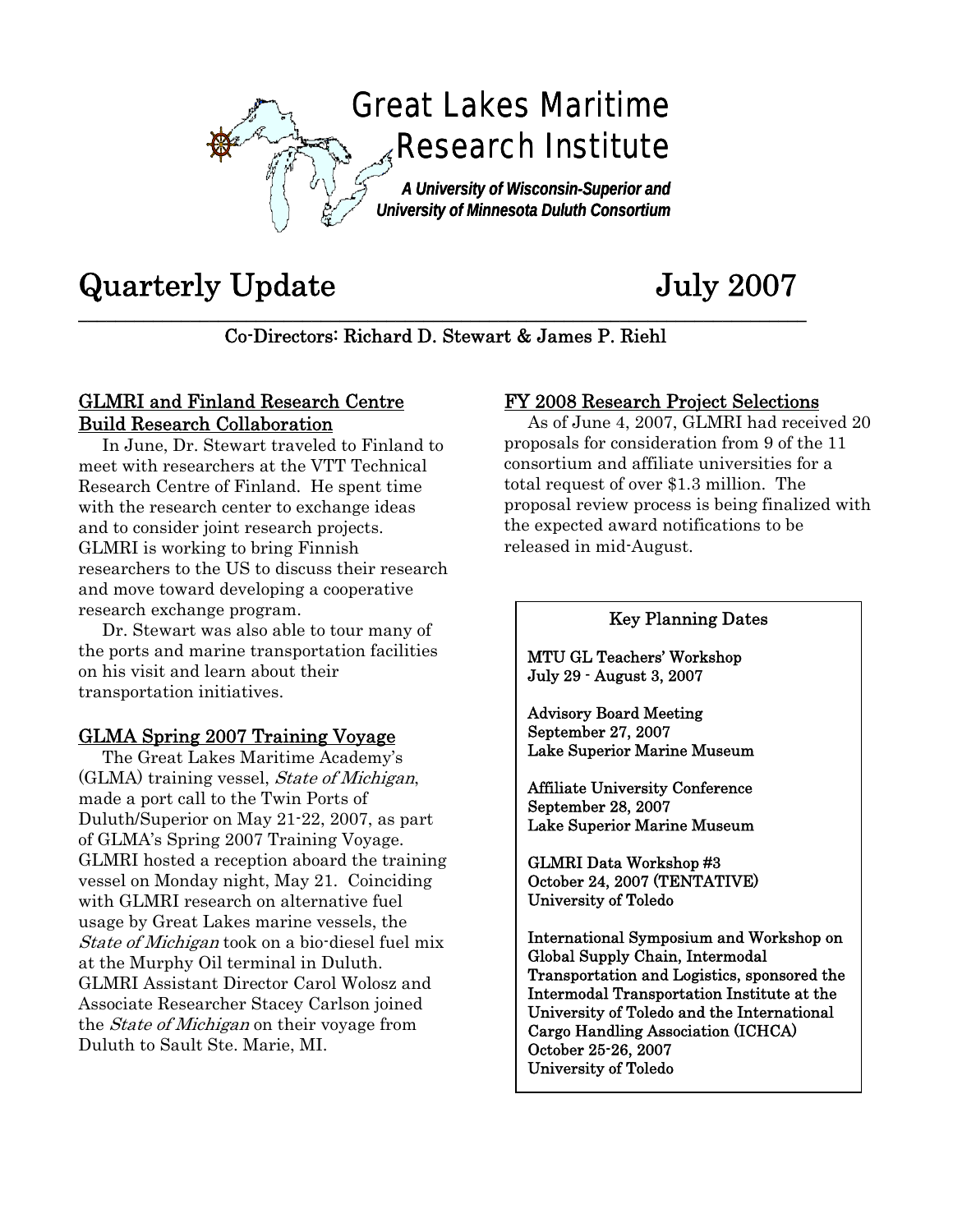# Great Lakes Maritime Research Institute

***A University of Wisconsin-Superior and University of Minnesota Duluth Consortium***

# Quarterly Update July 2007

Co-Directors: Richard D. Stewart & James P. Riehl

## GLMRI and Finland Research Centre Build Research Collaboration

In June, Dr. Stewart traveled to Finland to meet with researchers at the VTT Technical Research Centre of Finland. He spent time with the research center to exchange ideas and to consider joint research projects. GLMRI is working to bring Finnish researchers to the US to discuss their research and move toward developing a cooperative research exchange program.

Dr. Stewart was also able to tour many of the ports and marine transportation facilities on his visit and learn about their transportation initiatives.

## GLMA Spring 2007 Training Voyage

The Great Lakes Maritime Academy's (GLMA) training vessel, *State of Michigan*, made a port call to the Twin Ports of Duluth/Superior on May 21-22, 2007, as part of GLMA's Spring 2007 Training Voyage. GLMRI hosted a reception aboard the training vessel on Monday night, May 21. Coinciding with GLMRI research on alternative fuel usage by Great Lakes marine vessels, the *State of Michigan* took on a bio-diesel fuel mix at the Murphy Oil terminal in Duluth. GLMRI Assistant Director Carol Wolosz and Associate Researcher Stacey Carlson joined the *State of Michigan* on their voyage from Duluth to Sault Ste. Marie, MI.

## FY 2008 Research Project Selections

As of June 4, 2007, GLMRI had received 20 proposals for consideration from 9 of the 11 consortium and affiliate universities for a total request of over $1.3 million. The proposal review process is being finalized with the expected award notifications to be released in mid-August.

### Key Planning Dates

**MTU GL Teachers' Workshop**
**July 29 - August 3, 2007**

**Advisory Board Meeting**
**September 27, 2007**
**Lake Superior Marine Museum**

**Affiliate University Conference**
**September 28, 2007**
**Lake Superior Marine Museum**

**GLMRI Data Workshop #3**
**October 24, 2007 (TENTATIVE)**
**University of Toledo**

**International Symposium and Workshop on Global Supply Chain, Intermodal Transportation and Logistics, sponsored the Intermodal Transportation Institute at the University of Toledo and the International Cargo Handling Association (ICHCA)**
**October 25-26, 2007**
**University of Toledo**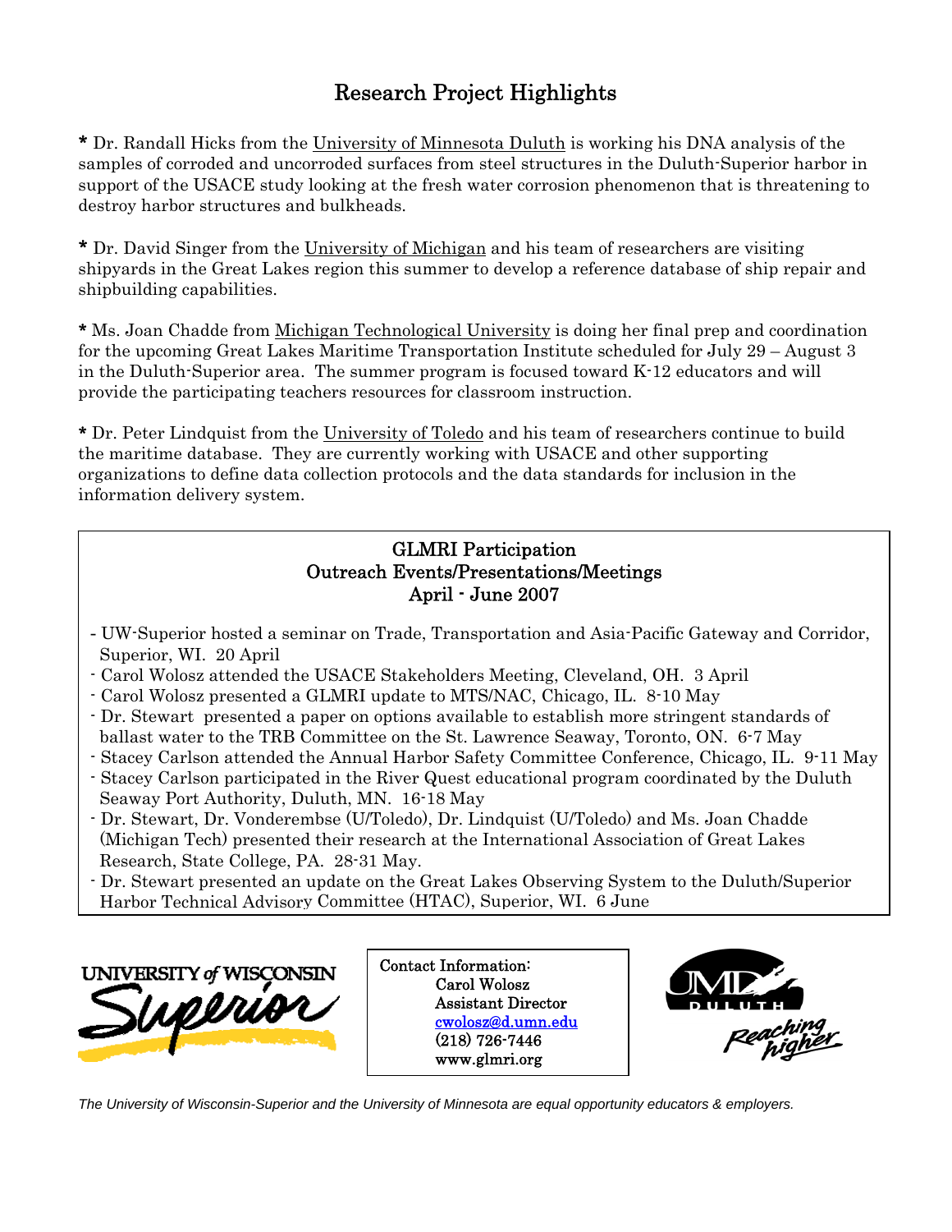## Research Project Highlights

**\*** Dr. Randall Hicks from the University of Minnesota Duluth is working his DNA analysis of the samples of corroded and uncorroded surfaces from steel structures in the Duluth-Superior harbor in support of the USACE study looking at the fresh water corrosion phenomenon that is threatening to destroy harbor structures and bulkheads.

**\*** Dr. David Singer from the University of Michigan and his team of researchers are visiting shipyards in the Great Lakes region this summer to develop a reference database of ship repair and shipbuilding capabilities.

**\*** Ms. Joan Chadde from Michigan Technological University is doing her final prep and coordination for the upcoming Great Lakes Maritime Transportation Institute scheduled for July 29 – August 3 in the Duluth-Superior area. The summer program is focused toward K-12 educators and will provide the participating teachers resources for classroom instruction.

**\*** Dr. Peter Lindquist from the University of Toledo and his team of researchers continue to build the maritime database. They are currently working with USACE and other supporting organizations to define data collection protocols and the data standards for inclusion in the information delivery system.

### GLMRI Participation
### Outreach Events/Presentations/Meetings
### April - June 2007

- UW-Superior hosted a seminar on Trade, Transportation and Asia-Pacific Gateway and Corridor, Superior, WI. 20 April
- Carol Wolosz attended the USACE Stakeholders Meeting, Cleveland, OH. 3 April
- Carol Wolosz presented a GLMRI update to MTS/NAC, Chicago, IL. 8-10 May
- Dr. Stewart presented a paper on options available to establish more stringent standards of ballast water to the TRB Committee on the St. Lawrence Seaway, Toronto, ON. 6-7 May
- Stacey Carlson attended the Annual Harbor Safety Committee Conference, Chicago, IL. 9-11 May
- Stacey Carlson participated in the River Quest educational program coordinated by the Duluth Seaway Port Authority, Duluth, MN. 16-18 May
- Dr. Stewart, Dr. Vonderembse (U/Toledo), Dr. Lindquist (U/Toledo) and Ms. Joan Chadde (Michigan Tech) presented their research at the International Association of Great Lakes Research, State College, PA. 28-31 May.
- Dr. Stewart presented an update on the Great Lakes Observing System to the Duluth/Superior Harbor Technical Advisory Committee (HTAC), Superior, WI. 6 June

University of Wisconsin Superior

Contact Information:
Carol Wolosz
Assistant Director
cwolosz@d.umn.edu
(218) 726-7446
www.glmri.org

UMD Duluth — Reaching higher

*The University of Wisconsin-Superior and the University of Minnesota are equal opportunity educators & employers.*